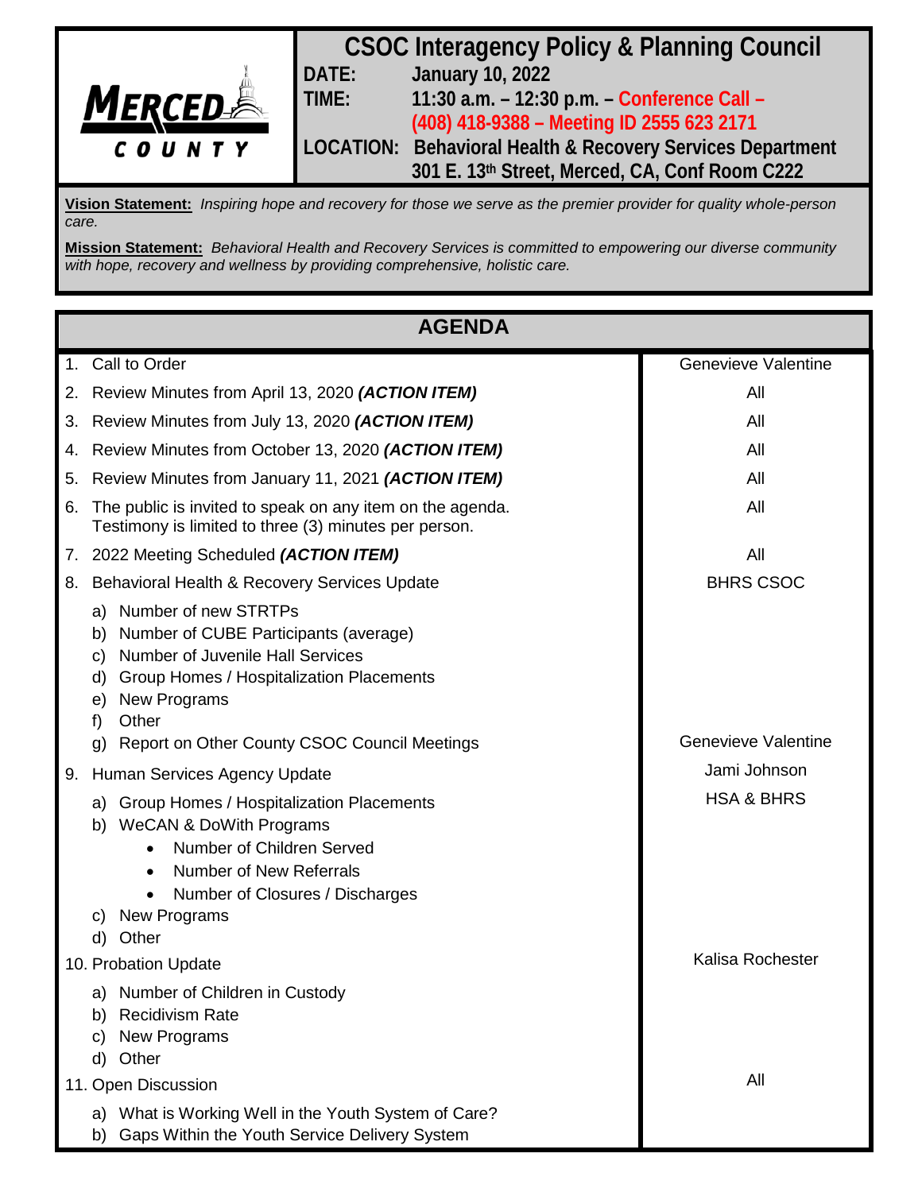MERCED COUNTY

# CSOC Interagency Policy & Planning Council

**DATE:** January 10, 2022

**TIME:** 11:30 a.m. – 12:30 p.m. – Conference Call – (408) 418-9388 – Meeting ID 2555 623 2171

**LOCATION:** Behavioral Health & Recovery Services Department, 301 E. 13th Street, Merced, CA, Conf Room C222

**Vision Statement:** *Inspiring hope and recovery for those we serve as the premier provider for quality whole-person care.*

**Mission Statement:** *Behavioral Health and Recovery Services is committed to empowering our diverse community with hope, recovery and wellness by providing comprehensive, holistic care.*

## AGENDA

| Item | Presenter |
|---|---|
| 1. Call to Order | Genevieve Valentine |
| 2. Review Minutes from April 13, 2020 ***(ACTION ITEM)*** | All |
| 3. Review Minutes from July 13, 2020 ***(ACTION ITEM)*** | All |
| 4. Review Minutes from October 13, 2020 ***(ACTION ITEM)*** | All |
| 5. Review Minutes from January 11, 2021 ***(ACTION ITEM)*** | All |
| 6. The public is invited to speak on any item on the agenda. Testimony is limited to three (3) minutes per person. | All |
| 7. 2022 Meeting Scheduled ***(ACTION ITEM)*** | All |
| 8. Behavioral Health & Recovery Services Update<br>a) Number of new STRTPs<br>b) Number of CUBE Participants (average)<br>c) Number of Juvenile Hall Services<br>d) Group Homes / Hospitalization Placements<br>e) New Programs<br>f) Other | BHRS CSOC |
| g) Report on Other County CSOC Council Meetings | Genevieve Valentine |
| 9. Human Services Agency Update | Jami Johnson |
| a) Group Homes / Hospitalization Placements<br>b) WeCAN & DoWith Programs<br>• Number of Children Served<br>• Number of New Referrals<br>• Number of Closures / Discharges<br>c) New Programs<br>d) Other | HSA & BHRS |
| 10. Probation Update<br>a) Number of Children in Custody<br>b) Recidivism Rate<br>c) New Programs<br>d) Other | Kalisa Rochester |
| 11. Open Discussion<br>a) What is Working Well in the Youth System of Care?<br>b) Gaps Within the Youth Service Delivery System | All |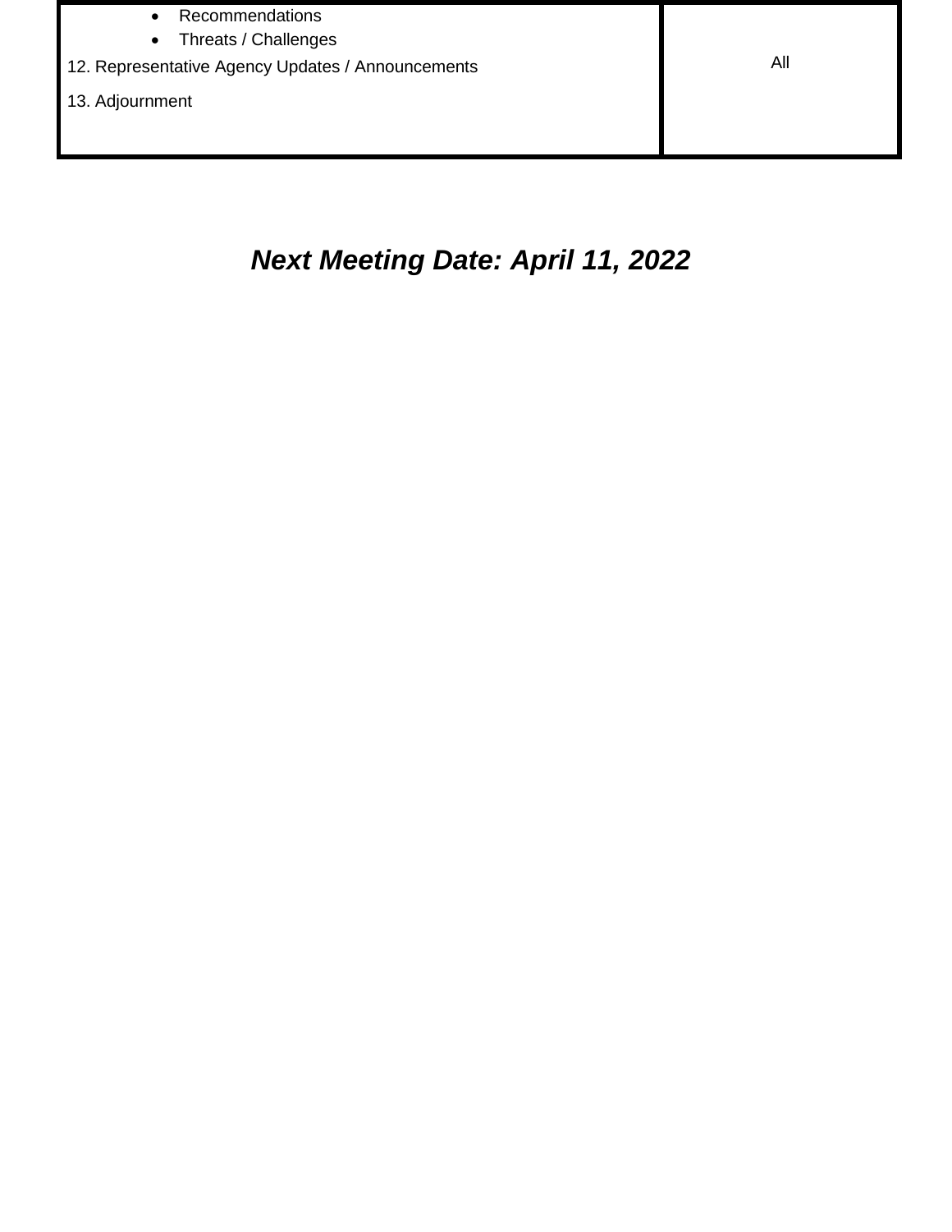| | |
|---|---|
| • Recommendations<br>• Threats / Challenges<br>12. Representative Agency Updates / Announcements<br>13. Adjournment | All |

***Next Meeting Date: April 11, 2022***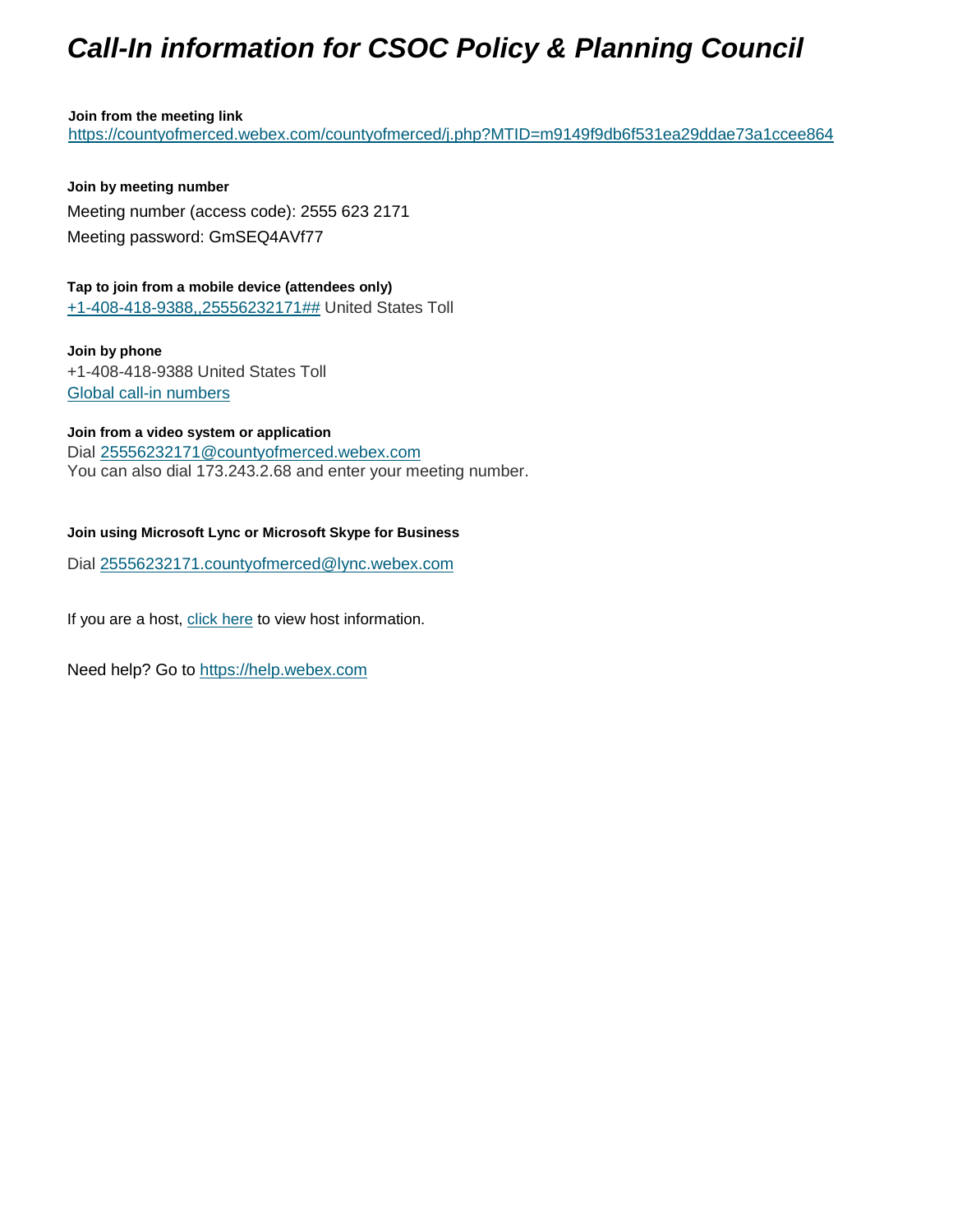# *Call-In information for CSOC Policy & Planning Council*

**Join from the meeting link**
https://countyofmerced.webex.com/countyofmerced/j.php?MTID=m9149f9db6f531ea29ddae73a1ccee864

**Join by meeting number**
Meeting number (access code): 2555 623 2171
Meeting password: GmSEQ4AVf77

**Tap to join from a mobile device (attendees only)**
+1-408-418-9388,,25556232171## United States Toll

**Join by phone**
+1-408-418-9388 United States Toll
Global call-in numbers

**Join from a video system or application**
Dial 25556232171@countyofmerced.webex.com
You can also dial 173.243.2.68 and enter your meeting number.

**Join using Microsoft Lync or Microsoft Skype for Business**

Dial 25556232171.countyofmerced@lync.webex.com

If you are a host, click here to view host information.

Need help? Go to https://help.webex.com